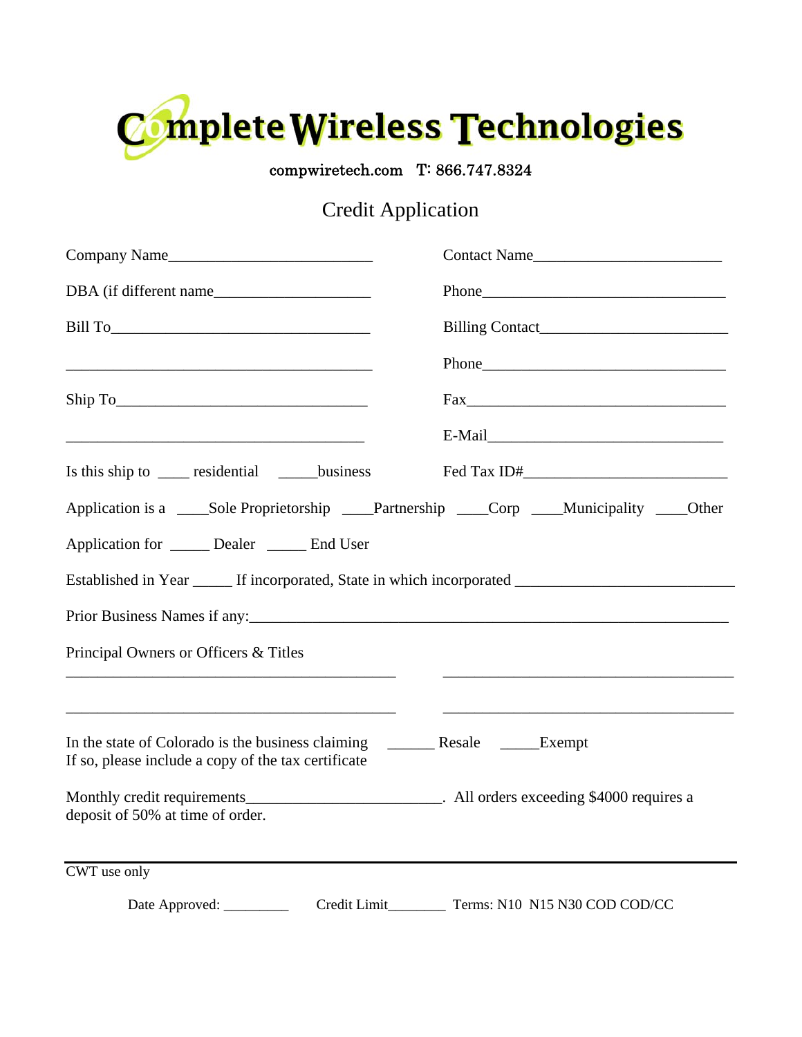# Complete Wireless Technologies

compwiretech.com T: 866.747.8324

## Credit Application

Company Name__________________________ Contact Name________________________

DBA (if different name____________________ Phone________________________________

Bill To__________________________________ Billing Contact________________________

________________________________________ Phone________________________________

Ship To_________________________________ Fax__________________________________

________________________________________ E-Mail______________________________

Is this ship to ____ residential _____business Fed Tax ID#________________________

Application is a ____Sole Proprietorship ____Partnership ____Corp ____Municipality ____Other

Application for _____ Dealer _____ End User

Established in Year _____ If incorporated, State in which incorporated ___________________________

Prior Business Names if any:______________________________________________________________

Principal Owners or Officers & Titles

___________________________________________ ______________________________________

___________________________________________ ______________________________________

In the state of Colorado is the business claiming ______ Resale _____Exempt
If so, please include a copy of the tax certificate

Monthly credit requirements________________________. All orders exceeding $4000 requires a deposit of 50% at time of order.

---

CWT use only

Date Approved: _________ Credit Limit________ Terms: N10 N15 N30 COD COD/CC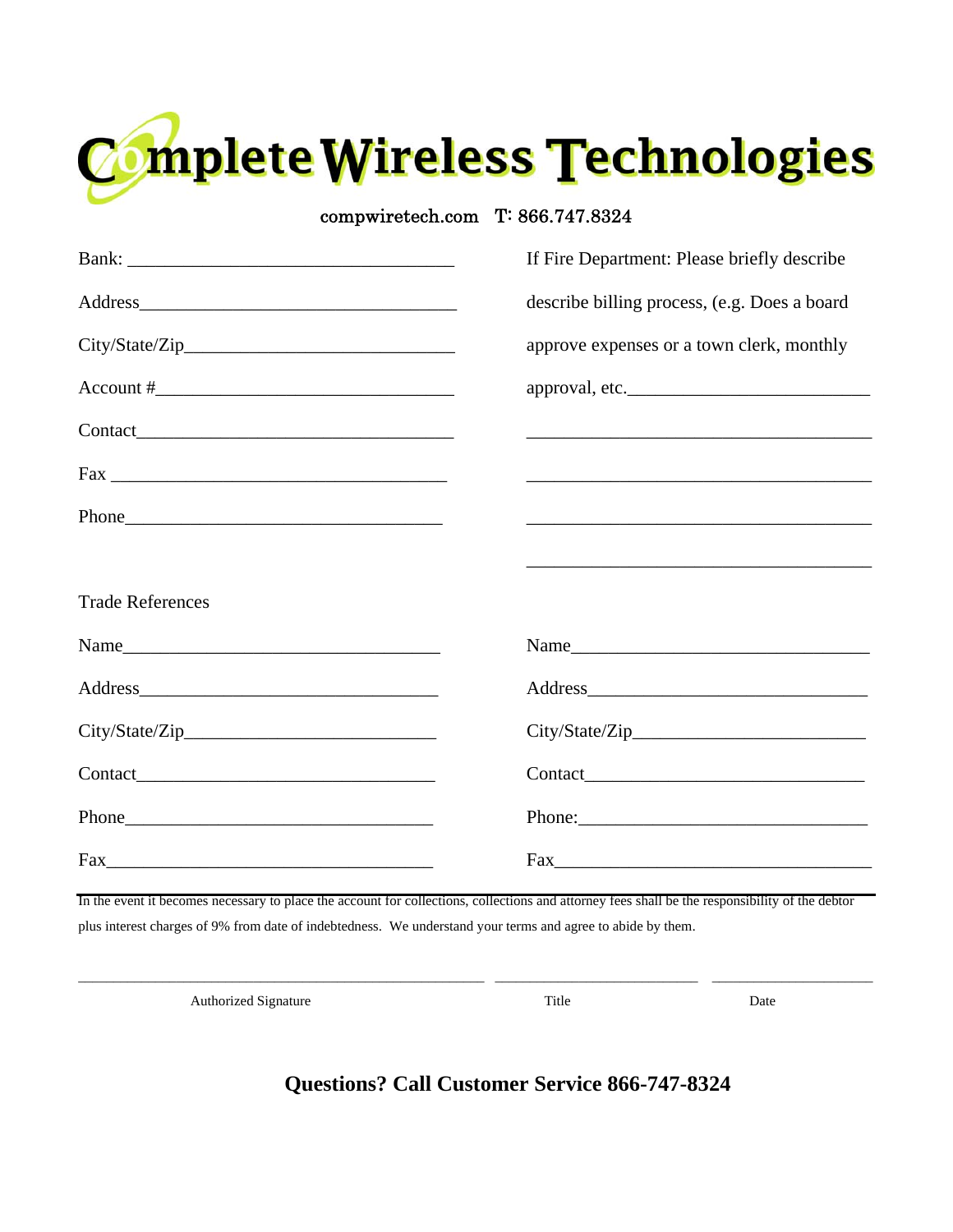# Complete Wireless Technologies

compwiretech.com T: 866.747.8324

Bank: ___________________________________

Address___________________________________

City/State/Zip_____________________________

Account #________________________________

Contact__________________________________

Fax ____________________________________

Phone__________________________________

If Fire Department: Please briefly describe describe billing process, (e.g. Does a board approve expenses or a town clerk, monthly approval, etc.__________________________

______________________________________

______________________________________

______________________________________

______________________________________

Trade References

Name__________________________________

Address________________________________

City/State/Zip___________________________

Contact________________________________

Phone_________________________________

Fax____________________________________

Name_________________________________

Address_______________________________

City/State/Zip__________________________

Contact_______________________________

Phone:________________________________

Fax___________________________________

In the event it becomes necessary to place the account for collections, collections and attorney fees shall be the responsibility of the debtor plus interest charges of 9% from date of indebtedness. We understand your terms and agree to abide by them.

_____________________________________________ _______________________ ____________________

Authorized Signature Title Date

**Questions? Call Customer Service 866-747-8324**